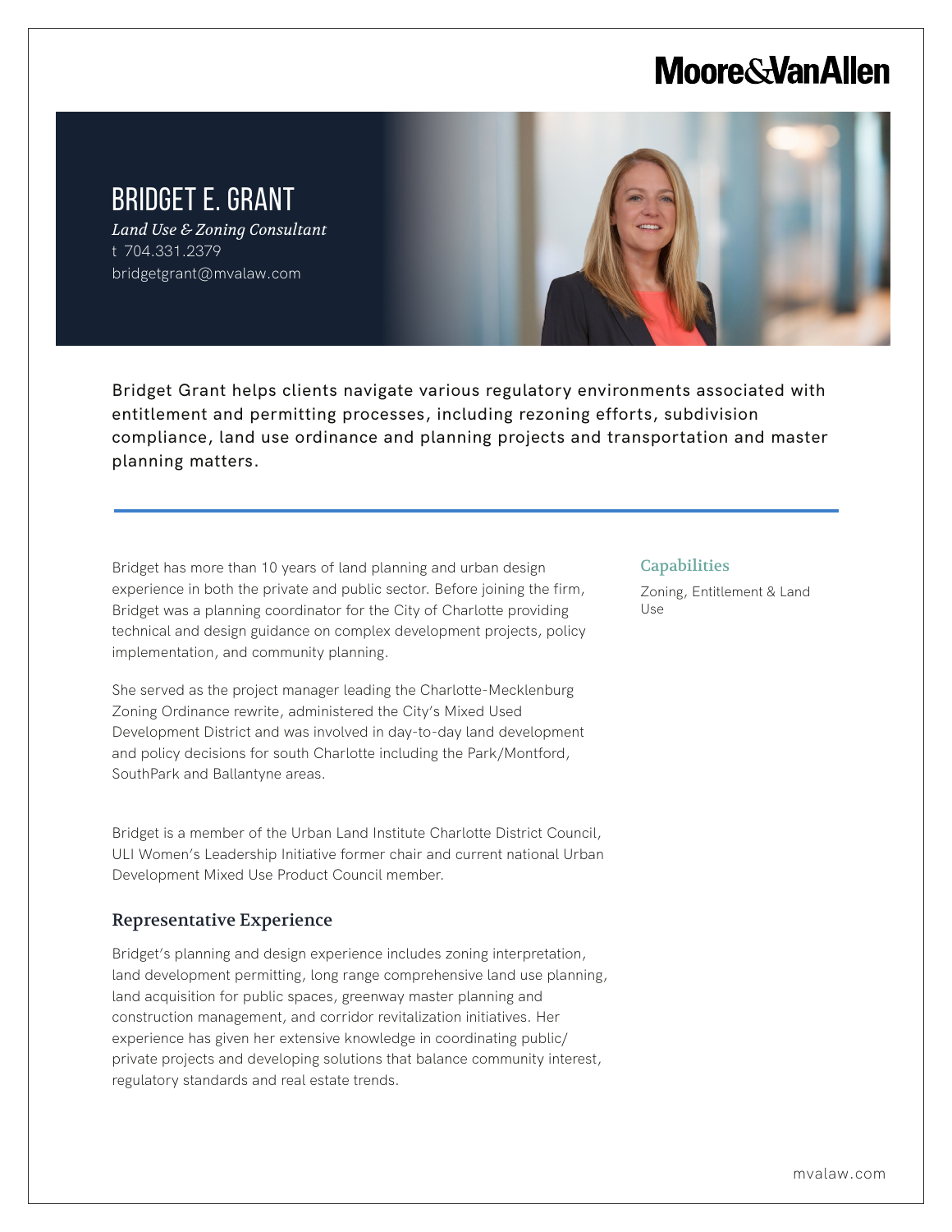Moore&VanAllen

# BRIDGET E. GRANT

*Land Use & Zoning Consultant*

t 704.331.2379

bridgetgrant@mvalaw.com

Bridget Grant helps clients navigate various regulatory environments associated with entitlement and permitting processes, including rezoning efforts, subdivision compliance, land use ordinance and planning projects and transportation and master planning matters.

Bridget has more than 10 years of land planning and urban design experience in both the private and public sector. Before joining the firm, Bridget was a planning coordinator for the City of Charlotte providing technical and design guidance on complex development projects, policy implementation, and community planning.

She served as the project manager leading the Charlotte-Mecklenburg Zoning Ordinance rewrite, administered the City's Mixed Used Development District and was involved in day-to-day land development and policy decisions for south Charlotte including the Park/Montford, SouthPark and Ballantyne areas.

Bridget is a member of the Urban Land Institute Charlotte District Council, ULI Women's Leadership Initiative former chair and current national Urban Development Mixed Use Product Council member.

## Representative Experience

Bridget's planning and design experience includes zoning interpretation, land development permitting, long range comprehensive land use planning, land acquisition for public spaces, greenway master planning and construction management, and corridor revitalization initiatives. Her experience has given her extensive knowledge in coordinating public/private projects and developing solutions that balance community interest, regulatory standards and real estate trends.

## Capabilities

Zoning, Entitlement & Land Use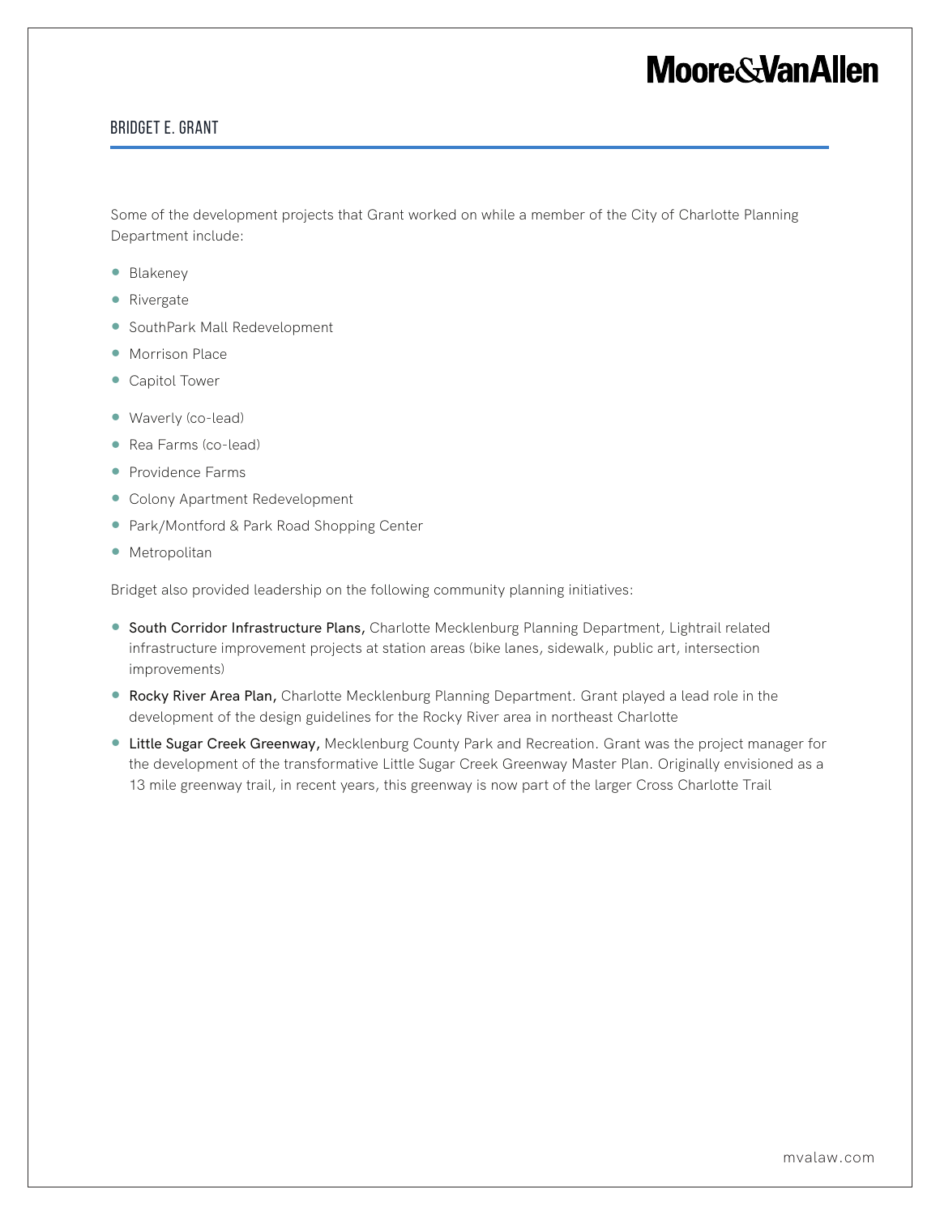Some of the development projects that Grant worked on while a member of the City of Charlotte Planning Department include:

- Blakeney
- Rivergate
- SouthPark Mall Redevelopment
- Morrison Place
- Capitol Tower
- Waverly (co-lead)
- Rea Farms (co-lead)
- Providence Farms
- Colony Apartment Redevelopment
- Park/Montford & Park Road Shopping Center
- Metropolitan

Bridget also provided leadership on the following community planning initiatives:

- **South Corridor Infrastructure Plans,** Charlotte Mecklenburg Planning Department, Lightrail related infrastructure improvement projects at station areas (bike lanes, sidewalk, public art, intersection improvements)
- **Rocky River Area Plan,** Charlotte Mecklenburg Planning Department. Grant played a lead role in the development of the design guidelines for the Rocky River area in northeast Charlotte
- **Little Sugar Creek Greenway,** Mecklenburg County Park and Recreation. Grant was the project manager for the development of the transformative Little Sugar Creek Greenway Master Plan. Originally envisioned as a 13 mile greenway trail, in recent years, this greenway is now part of the larger Cross Charlotte Trail